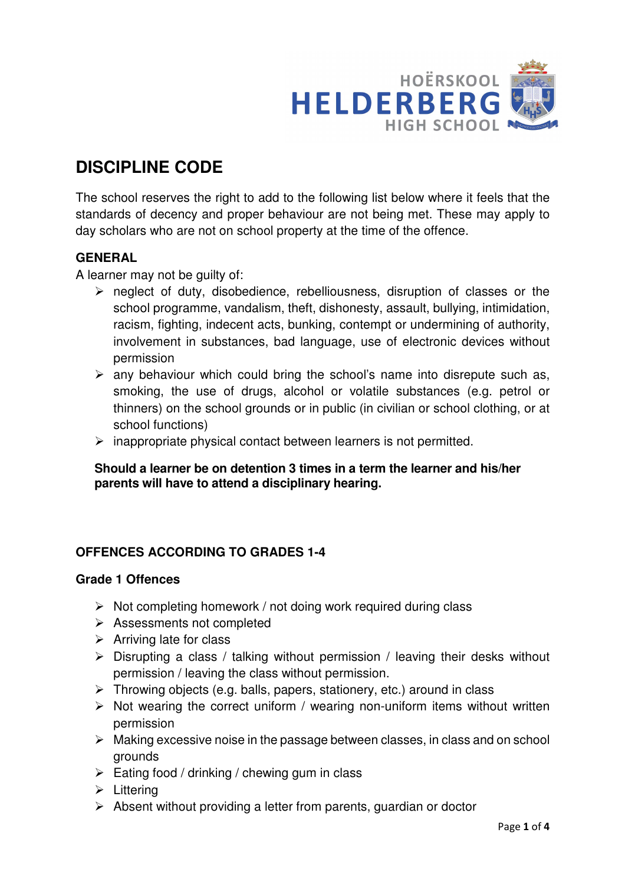HOËRSKOOL HELDERBERG HIGH SCHOOL

# DISCIPLINE CODE

The school reserves the right to add to the following list below where it feels that the standards of decency and proper behaviour are not being met. These may apply to day scholars who are not on school property at the time of the offence.

## GENERAL

A learner may not be guilty of:

- neglect of duty, disobedience, rebelliousness, disruption of classes or the school programme, vandalism, theft, dishonesty, assault, bullying, intimidation, racism, fighting, indecent acts, bunking, contempt or undermining of authority, involvement in substances, bad language, use of electronic devices without permission
- any behaviour which could bring the school's name into disrepute such as, smoking, the use of drugs, alcohol or volatile substances (e.g. petrol or thinners) on the school grounds or in public (in civilian or school clothing, or at school functions)
- inappropriate physical contact between learners is not permitted.

**Should a learner be on detention 3 times in a term the learner and his/her parents will have to attend a disciplinary hearing.**

## OFFENCES ACCORDING TO GRADES 1-4

### Grade 1 Offences

- Not completing homework / not doing work required during class
- Assessments not completed
- Arriving late for class
- Disrupting a class / talking without permission / leaving their desks without permission / leaving the class without permission.
- Throwing objects (e.g. balls, papers, stationery, etc.) around in class
- Not wearing the correct uniform / wearing non-uniform items without written permission
- Making excessive noise in the passage between classes, in class and on school grounds
- Eating food / drinking / chewing gum in class
- Littering
- Absent without providing a letter from parents, guardian or doctor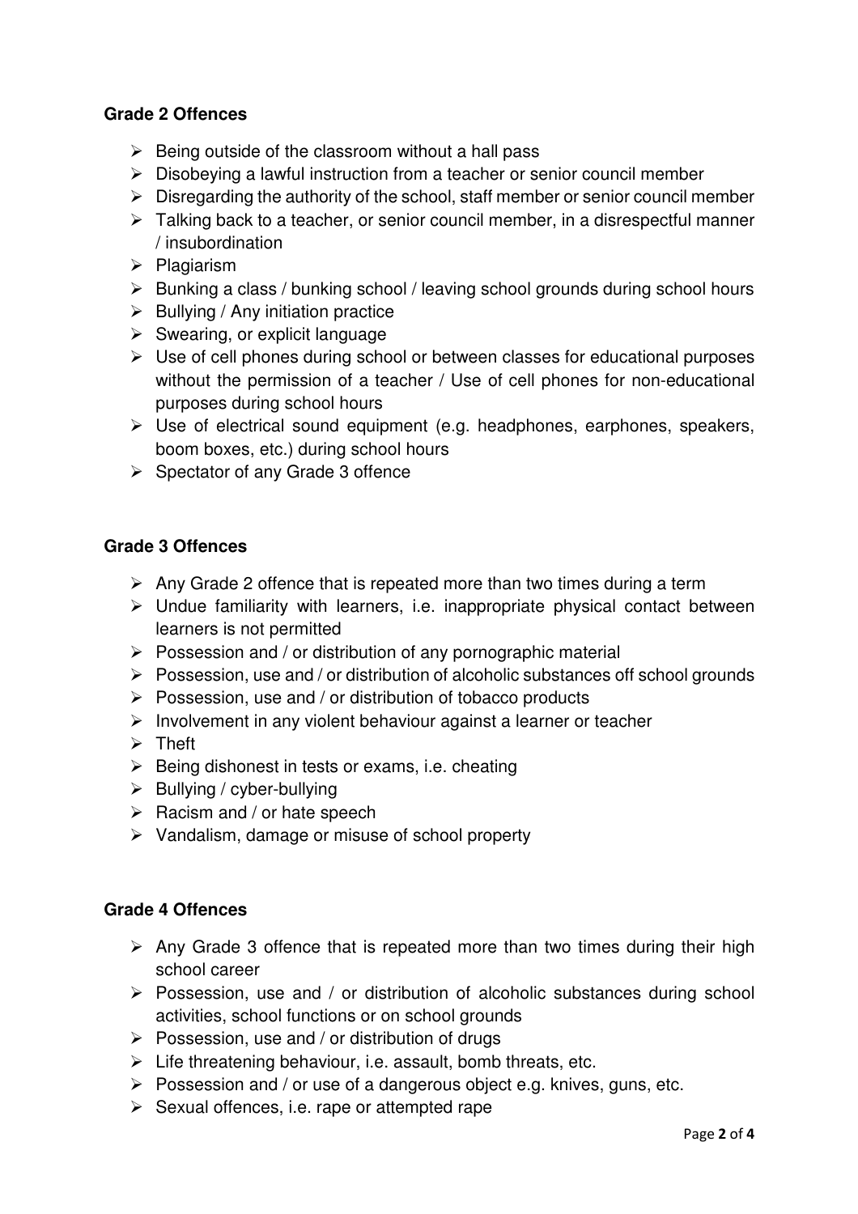**Grade 2 Offences**

- Being outside of the classroom without a hall pass
- Disobeying a lawful instruction from a teacher or senior council member
- Disregarding the authority of the school, staff member or senior council member
- Talking back to a teacher, or senior council member, in a disrespectful manner / insubordination
- Plagiarism
- Bunking a class / bunking school / leaving school grounds during school hours
- Bullying / Any initiation practice
- Swearing, or explicit language
- Use of cell phones during school or between classes for educational purposes without the permission of a teacher / Use of cell phones for non-educational purposes during school hours
- Use of electrical sound equipment (e.g. headphones, earphones, speakers, boom boxes, etc.) during school hours
- Spectator of any Grade 3 offence

**Grade 3 Offences**

- Any Grade 2 offence that is repeated more than two times during a term
- Undue familiarity with learners, i.e. inappropriate physical contact between learners is not permitted
- Possession and / or distribution of any pornographic material
- Possession, use and / or distribution of alcoholic substances off school grounds
- Possession, use and / or distribution of tobacco products
- Involvement in any violent behaviour against a learner or teacher
- Theft
- Being dishonest in tests or exams, i.e. cheating
- Bullying / cyber-bullying
- Racism and / or hate speech
- Vandalism, damage or misuse of school property

**Grade 4 Offences**

- Any Grade 3 offence that is repeated more than two times during their high school career
- Possession, use and / or distribution of alcoholic substances during school activities, school functions or on school grounds
- Possession, use and / or distribution of drugs
- Life threatening behaviour, i.e. assault, bomb threats, etc.
- Possession and / or use of a dangerous object e.g. knives, guns, etc.
- Sexual offences, i.e. rape or attempted rape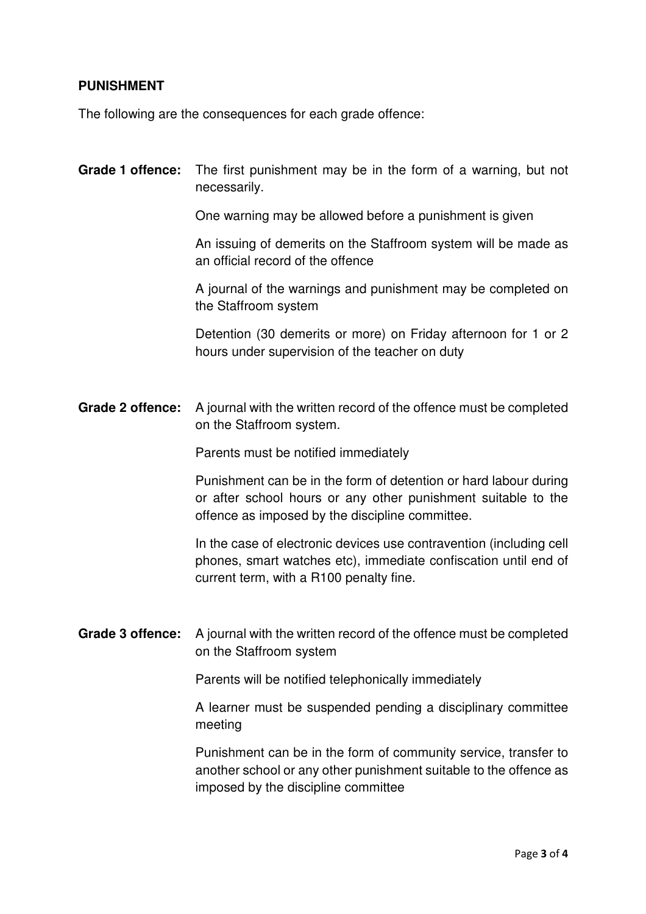**PUNISHMENT**

The following are the consequences for each grade offence:

**Grade 1 offence:** The first punishment may be in the form of a warning, but not necessarily.

One warning may be allowed before a punishment is given

An issuing of demerits on the Staffroom system will be made as an official record of the offence

A journal of the warnings and punishment may be completed on the Staffroom system

Detention (30 demerits or more) on Friday afternoon for 1 or 2 hours under supervision of the teacher on duty

**Grade 2 offence:** A journal with the written record of the offence must be completed on the Staffroom system.

Parents must be notified immediately

Punishment can be in the form of detention or hard labour during or after school hours or any other punishment suitable to the offence as imposed by the discipline committee.

In the case of electronic devices use contravention (including cell phones, smart watches etc), immediate confiscation until end of current term, with a R100 penalty fine.

**Grade 3 offence:** A journal with the written record of the offence must be completed on the Staffroom system

Parents will be notified telephonically immediately

A learner must be suspended pending a disciplinary committee meeting

Punishment can be in the form of community service, transfer to another school or any other punishment suitable to the offence as imposed by the discipline committee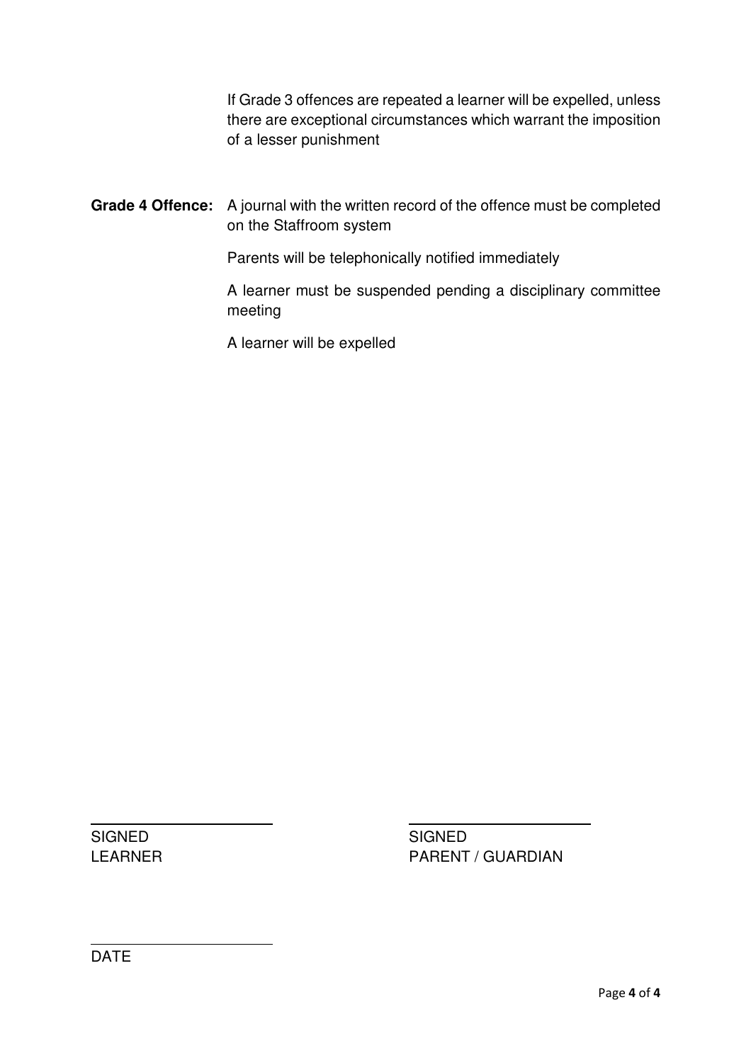If Grade 3 offences are repeated a learner will be expelled, unless there are exceptional circumstances which warrant the imposition of a lesser punishment

**Grade 4 Offence:** A journal with the written record of the offence must be completed on the Staffroom system

Parents will be telephonically notified immediately

A learner must be suspended pending a disciplinary committee meeting

A learner will be expelled

\_\_\_\_\_\_\_\_\_\_\_\_\_\_\_\_\_\_\_\_\_\_\_\_
SIGNED
LEARNER

\_\_\_\_\_\_\_\_\_\_\_\_\_\_\_\_\_\_\_\_\_\_\_\_
SIGNED
PARENT / GUARDIAN

\_\_\_\_\_\_\_\_\_\_\_\_\_\_\_\_\_\_\_\_\_\_\_\_
DATE